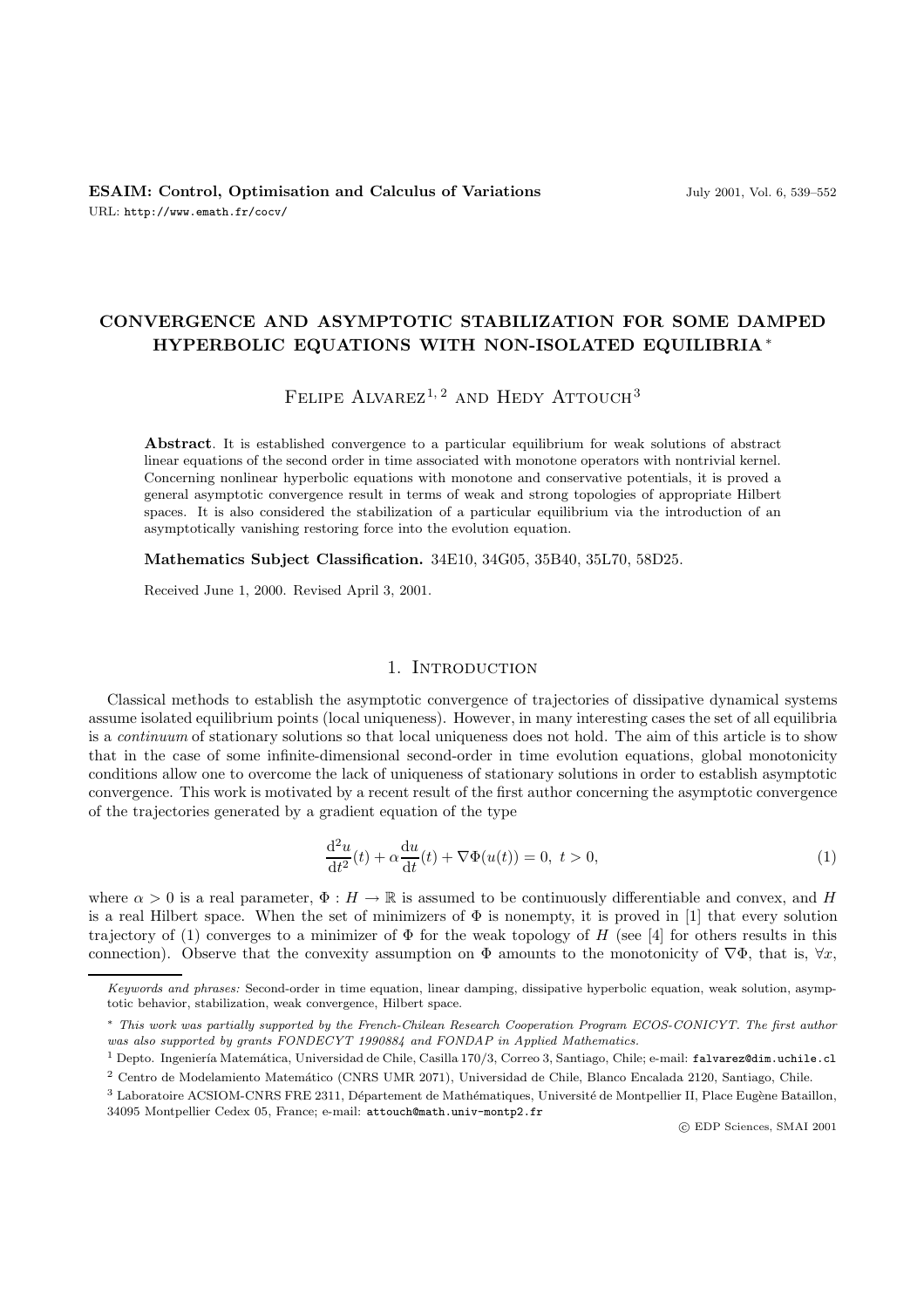# CONVERGENCE AND ASYMPTOTIC STABILIZATION FOR SOME DAMPED HYPERBOLIC EQUATIONS WITH NON-ISOLATED EQUILIBRIA *

Felipe Alvarez[1, 2] and Hedy Attouch[3]

**Abstract**. It is established convergence to a particular equilibrium for weak solutions of abstract linear equations of the second order in time associated with monotone operators with nontrivial kernel. Concerning nonlinear hyperbolic equations with monotone and conservative potentials, it is proved a general asymptotic convergence result in terms of weak and strong topologies of appropriate Hilbert spaces. It is also considered the stabilization of a particular equilibrium via the introduction of an asymptotically vanishing restoring force into the evolution equation.

**Mathematics Subject Classification.** 34E10, 34G05, 35B40, 35L70, 58D25.

Received June 1, 2000. Revised April 3, 2001.

## 1. Introduction

Classical methods to establish the asymptotic convergence of trajectories of dissipative dynamical systems assume isolated equilibrium points (local uniqueness). However, in many interesting cases the set of all equilibria is a *continuum* of stationary solutions so that local uniqueness does not hold. The aim of this article is to show that in the case of some infinite-dimensional second-order in time evolution equations, global monotonicity conditions allow one to overcome the lack of uniqueness of stationary solutions in order to establish asymptotic convergence. This work is motivated by a recent result of the first author concerning the asymptotic convergence of the trajectories generated by a gradient equation of the type

$$\frac{\mathrm{d}^2 u}{\mathrm{d}t^2}(t) + \alpha \frac{\mathrm{d}u}{\mathrm{d}t}(t) + \nabla\Phi(u(t)) = 0,\ t > 0, \tag{1}$$

where $\alpha > 0$ is a real parameter, $\Phi : H \to \mathbb{R}$ is assumed to be continuously differentiable and convex, and $H$ is a real Hilbert space. When the set of minimizers of $\Phi$ is nonempty, it is proved in [1] that every solution trajectory of (1) converges to a minimizer of $\Phi$ for the weak topology of $H$ (see [4] for others results in this connection). Observe that the convexity assumption on $\Phi$ amounts to the monotonicity of $\nabla\Phi$, that is, $\forall x$,

---

*Keywords and phrases:* Second-order in time equation, linear damping, dissipative hyperbolic equation, weak solution, asymptotic behavior, stabilization, weak convergence, Hilbert space.

\* *This work was partially supported by the French-Chilean Research Cooperation Program ECOS-CONICYT. The first author was also supported by grants FONDECYT 1990884 and FONDAP in Applied Mathematics.*

[1] Depto. Ingeniería Matemática, Universidad de Chile, Casilla 170/3, Correo 3, Santiago, Chile; e-mail: falvarez@dim.uchile.cl

[2] Centro de Modelamiento Matemático (CNRS UMR 2071), Universidad de Chile, Blanco Encalada 2120, Santiago, Chile.

[3] Laboratoire ACSIOM-CNRS FRE 2311, Département de Mathématiques, Université de Montpellier II, Place Eugène Bataillon, 34095 Montpellier Cedex 05, France; e-mail: attouch@math.univ-montp2.fr

© EDP Sciences, SMAI 2001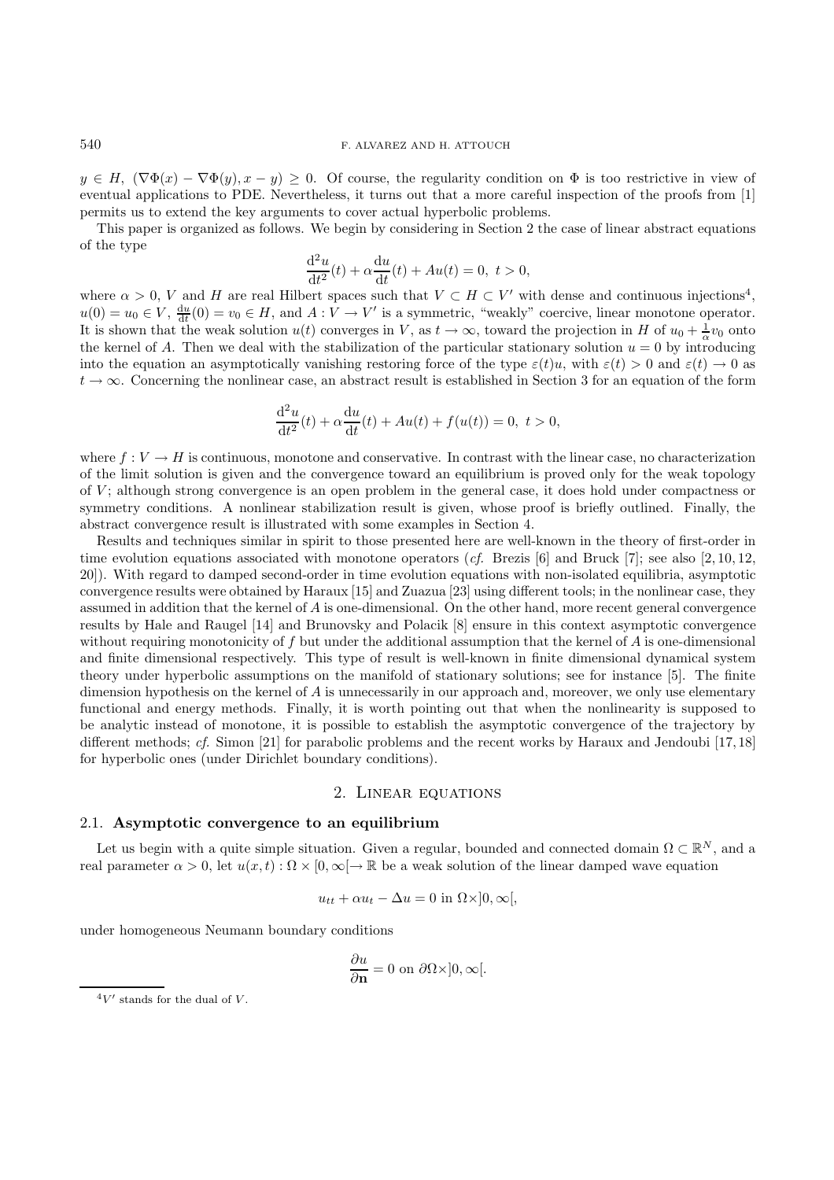$y \in H$, $(\nabla\Phi(x) - \nabla\Phi(y), x - y) \geq 0$. Of course, the regularity condition on $\Phi$ is too restrictive in view of eventual applications to PDE. Nevertheless, it turns out that a more careful inspection of the proofs from [1] permits us to extend the key arguments to cover actual hyperbolic problems.

This paper is organized as follows. We begin by considering in Section 2 the case of linear abstract equations of the type

$$\frac{\mathrm{d}^2u}{\mathrm{d}t^2}(t) + \alpha\frac{\mathrm{d}u}{\mathrm{d}t}(t) + Au(t) = 0,\ t > 0,$$

where $\alpha > 0$, $V$ and $H$ are real Hilbert spaces such that $V \subset H \subset V'$ with dense and continuous injections[4], $u(0) = u_0 \in V$, $\frac{\mathrm{d}u}{\mathrm{d}t}(0) = v_0 \in H$, and $A : V \to V'$ is a symmetric, "weakly" coercive, linear monotone operator. It is shown that the weak solution $u(t)$ converges in $V$, as $t \to \infty$, toward the projection in $H$ of $u_0 + \frac{1}{\alpha}v_0$ onto the kernel of $A$. Then we deal with the stabilization of the particular stationary solution $u = 0$ by introducing into the equation an asymptotically vanishing restoring force of the type $\varepsilon(t)u$, with $\varepsilon(t) > 0$ and $\varepsilon(t) \to 0$ as $t \to \infty$. Concerning the nonlinear case, an abstract result is established in Section 3 for an equation of the form

$$\frac{\mathrm{d}^2u}{\mathrm{d}t^2}(t) + \alpha\frac{\mathrm{d}u}{\mathrm{d}t}(t) + Au(t) + f(u(t)) = 0,\ t > 0,$$

where $f : V \to H$ is continuous, monotone and conservative. In contrast with the linear case, no characterization of the limit solution is given and the convergence toward an equilibrium is proved only for the weak topology of $V$; although strong convergence is an open problem in the general case, it does hold under compactness or symmetry conditions. A nonlinear stabilization result is given, whose proof is briefly outlined. Finally, the abstract convergence result is illustrated with some examples in Section 4.

Results and techniques similar in spirit to those presented here are well-known in the theory of first-order in time evolution equations associated with monotone operators (*cf.* Brezis [6] and Bruck [7]; see also [2, 10, 12, 20]). With regard to damped second-order in time evolution equations with non-isolated equilibria, asymptotic convergence results were obtained by Haraux [15] and Zuazua [23] using different tools; in the nonlinear case, they assumed in addition that the kernel of $A$ is one-dimensional. On the other hand, more recent general convergence results by Hale and Raugel [14] and Brunovsky and Polacik [8] ensure in this context asymptotic convergence without requiring monotonicity of $f$ but under the additional assumption that the kernel of $A$ is one-dimensional and finite dimensional respectively. This type of result is well-known in finite dimensional dynamical system theory under hyperbolic assumptions on the manifold of stationary solutions; see for instance [5]. The finite dimension hypothesis on the kernel of $A$ is unnecessarily in our approach and, moreover, we only use elementary functional and energy methods. Finally, it is worth pointing out that when the nonlinearity is supposed to be analytic instead of monotone, it is possible to establish the asymptotic convergence of the trajectory by different methods; *cf.* Simon [21] for parabolic problems and the recent works by Haraux and Jendoubi [17, 18] for hyperbolic ones (under Dirichlet boundary conditions).

## 2. Linear equations

### 2.1. Asymptotic convergence to an equilibrium

Let us begin with a quite simple situation. Given a regular, bounded and connected domain $\Omega \subset \mathbb{R}^N$, and a real parameter $\alpha > 0$, let $u(x, t) : \Omega \times [0, \infty[ \to \mathbb{R}$ be a weak solution of the linear damped wave equation

$$u_{tt} + \alpha u_t - \Delta u = 0 \text{ in } \Omega\times]0, \infty[,$$

under homogeneous Neumann boundary conditions

$$\frac{\partial u}{\partial \mathbf{n}} = 0 \text{ on } \partial\Omega\times]0, \infty[.$$

[4] $V'$ stands for the dual of $V$.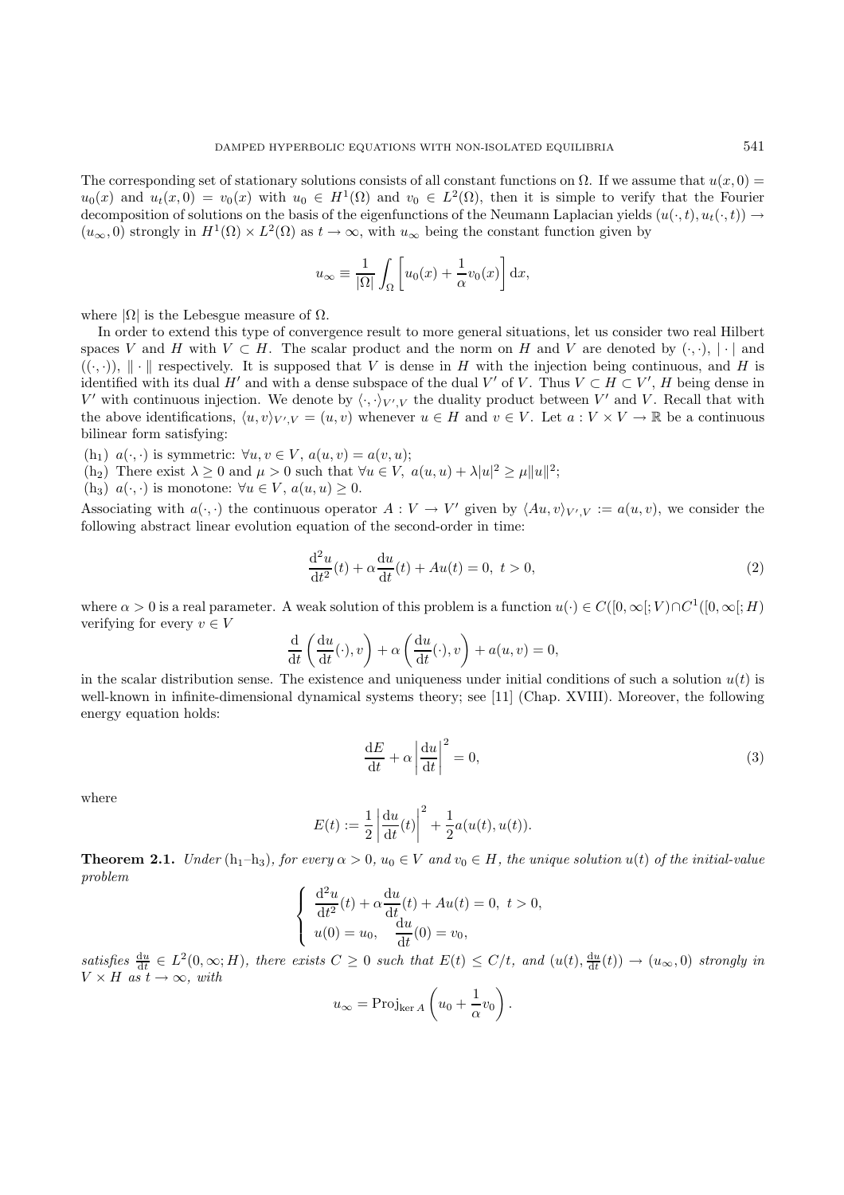The corresponding set of stationary solutions consists of all constant functions on $\Omega$. If we assume that $u(x,0) = u_0(x)$ and $u_t(x,0) = v_0(x)$ with $u_0 \in H^1(\Omega)$ and $v_0 \in L^2(\Omega)$, then it is simple to verify that the Fourier decomposition of solutions on the basis of the eigenfunctions of the Neumann Laplacian yields $(u(\cdot,t), u_t(\cdot,t)) \to (u_\infty, 0)$ strongly in $H^1(\Omega) \times L^2(\Omega)$ as $t \to \infty$, with $u_\infty$ being the constant function given by

$$u_\infty \equiv \frac{1}{|\Omega|} \int_\Omega \left[ u_0(x) + \frac{1}{\alpha} v_0(x) \right] \mathrm{d}x,$$

where $|\Omega|$ is the Lebesgue measure of $\Omega$.

In order to extend this type of convergence result to more general situations, let us consider two real Hilbert spaces $V$ and $H$ with $V \subset H$. The scalar product and the norm on $H$ and $V$ are denoted by $(\cdot,\cdot)$, $|\cdot|$ and $((\cdot,\cdot))$, $\|\cdot\|$ respectively. It is supposed that $V$ is dense in $H$ with the injection being continuous, and $H$ is identified with its dual $H'$ and with a dense subspace of the dual $V'$ of $V$. Thus $V \subset H \subset V'$, $H$ being dense in $V'$ with continuous injection. We denote by $\langle \cdot,\cdot \rangle_{V',V}$ the duality product between $V'$ and $V$. Recall that with the above identifications, $\langle u, v \rangle_{V',V} = (u,v)$ whenever $u \in H$ and $v \in V$. Let $a : V \times V \to \mathbb{R}$ be a continuous bilinear form satisfying:

($\mathrm{h}_1$) $a(\cdot,\cdot)$ is symmetric: $\forall u, v \in V$, $a(u,v) = a(v,u)$;
($\mathrm{h}_2$) There exist $\lambda \geq 0$ and $\mu > 0$ such that $\forall u \in V$, $a(u,u) + \lambda |u|^2 \geq \mu \|u\|^2$;
($\mathrm{h}_3$) $a(\cdot,\cdot)$ is monotone: $\forall u \in V$, $a(u,u) \geq 0$.

Associating with $a(\cdot,\cdot)$ the continuous operator $A : V \to V'$ given by $\langle Au, v \rangle_{V',V} := a(u,v)$, we consider the following abstract linear evolution equation of the second-order in time:

$$\frac{\mathrm{d}^2 u}{\mathrm{d}t^2}(t) + \alpha \frac{\mathrm{d}u}{\mathrm{d}t}(t) + Au(t) = 0, \ t > 0, \tag{2}$$

where $\alpha > 0$ is a real parameter. A weak solution of this problem is a function $u(\cdot) \in C([0,\infty[; V) \cap C^1([0,\infty[; H)$ verifying for every $v \in V$

$$\frac{\mathrm{d}}{\mathrm{d}t}\left( \frac{\mathrm{d}u}{\mathrm{d}t}(\cdot), v \right) + \alpha \left( \frac{\mathrm{d}u}{\mathrm{d}t}(\cdot), v \right) + a(u,v) = 0,$$

in the scalar distribution sense. The existence and uniqueness under initial conditions of such a solution $u(t)$ is well-known in infinite-dimensional dynamical systems theory; see [11] (Chap. XVIII). Moreover, the following energy equation holds:

$$\frac{\mathrm{d}E}{\mathrm{d}t} + \alpha \left| \frac{\mathrm{d}u}{\mathrm{d}t} \right|^2 = 0, \tag{3}$$

where

$$E(t) := \frac{1}{2} \left| \frac{\mathrm{d}u}{\mathrm{d}t}(t) \right|^2 + \frac{1}{2} a(u(t), u(t)).$$

**Theorem 2.1.** *Under* ($\mathrm{h}_1$–$\mathrm{h}_3$)*, for every* $\alpha > 0$*,* $u_0 \in V$ *and* $v_0 \in H$*, the unique solution* $u(t)$ *of the initial-value problem*

$$\begin{cases} \dfrac{\mathrm{d}^2 u}{\mathrm{d}t^2}(t) + \alpha \dfrac{\mathrm{d}u}{\mathrm{d}t}(t) + Au(t) = 0, \ t > 0, \\ u(0) = u_0, \quad \dfrac{\mathrm{d}u}{\mathrm{d}t}(0) = v_0, \end{cases}$$

*satisfies* $\frac{\mathrm{d}u}{\mathrm{d}t} \in L^2(0,\infty; H)$*, there exists* $C \geq 0$ *such that* $E(t) \leq C/t$*, and* $(u(t), \frac{\mathrm{d}u}{\mathrm{d}t}(t)) \to (u_\infty, 0)$ *strongly in* $V \times H$ *as* $t \to \infty$*, with*

$$u_\infty = \mathrm{Proj}_{\ker A} \left( u_0 + \frac{1}{\alpha} v_0 \right).$$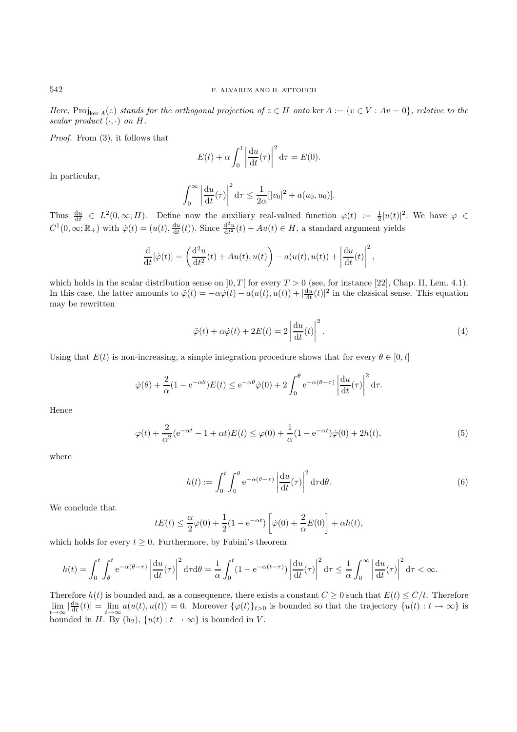*Here,* $\mathrm{Proj}_{\ker A}(z)$ *stands for the orthogonal projection of* $z \in H$ *onto* $\ker A := \{v \in V : Av = 0\}$*, relative to the scalar product* $(\cdot,\cdot)$ *on* $H$*.*

*Proof.* From (3), it follows that

$$E(t) + \alpha \int_0^t \left|\frac{\mathrm{d}u}{\mathrm{d}t}(\tau)\right|^2 \mathrm{d}\tau = E(0).$$

In particular,

$$\int_0^\infty \left|\frac{\mathrm{d}u}{\mathrm{d}t}(\tau)\right|^2 \mathrm{d}\tau \le \frac{1}{2\alpha}[|v_0|^2 + a(u_0,u_0)].$$

Thus $\frac{\mathrm{d}u}{\mathrm{d}t} \in L^2(0,\infty;H)$. Define now the auxiliary real-valued function $\varphi(t) := \frac{1}{2}|u(t)|^2$. We have $\varphi \in C^1(0,\infty;\mathbb{R}_+)$ with $\dot\varphi(t) = (u(t),\frac{\mathrm{d}u}{\mathrm{d}t}(t))$. Since $\frac{\mathrm{d}^2u}{\mathrm{d}t^2}(t) + Au(t) \in H$, a standard argument yields

$$\frac{\mathrm{d}}{\mathrm{d}t}[\dot\varphi(t)] = \left(\frac{\mathrm{d}^2u}{\mathrm{d}t^2}(t) + Au(t), u(t)\right) - a(u(t),u(t)) + \left|\frac{\mathrm{d}u}{\mathrm{d}t}(t)\right|^2,$$

which holds in the scalar distribution sense on $]0,T[$ for every $T > 0$ (see, for instance [22], Chap. II, Lem. 4.1). In this case, the latter amounts to $\ddot\varphi(t) = -\alpha\dot\varphi(t) - a(u(t),u(t)) + |\frac{\mathrm{d}u}{\mathrm{d}t}(t)|^2$ in the classical sense. This equation may be rewritten

$$\ddot\varphi(t) + \alpha\dot\varphi(t) + 2E(t) = 2\left|\frac{\mathrm{d}u}{\mathrm{d}t}(t)\right|^2. \tag{4}$$

Using that $E(t)$ is non-increasing, a simple integration procedure shows that for every $\theta \in [0,t]$

$$\dot\varphi(\theta) + \frac{2}{\alpha}(1 - \mathrm{e}^{-\alpha\theta})E(t) \le \mathrm{e}^{-\alpha\theta}\dot\varphi(0) + 2\int_0^\theta \mathrm{e}^{-\alpha(\theta-\tau)}\left|\frac{\mathrm{d}u}{\mathrm{d}t}(\tau)\right|^2 \mathrm{d}\tau.$$

Hence

$$\varphi(t) + \frac{2}{\alpha^2}(\mathrm{e}^{-\alpha t} - 1 + \alpha t)E(t) \le \varphi(0) + \frac{1}{\alpha}(1 - \mathrm{e}^{-\alpha t})\dot\varphi(0) + 2h(t), \tag{5}$$

where

$$h(t) := \int_0^t \int_0^\theta \mathrm{e}^{-\alpha(\theta-\tau)}\left|\frac{\mathrm{d}u}{\mathrm{d}t}(\tau)\right|^2 \mathrm{d}\tau\mathrm{d}\theta. \tag{6}$$

We conclude that

$$tE(t) \le \frac{\alpha}{2}\varphi(0) + \frac{1}{2}(1 - \mathrm{e}^{-\alpha t})\left[\dot\varphi(0) + \frac{2}{\alpha}E(0)\right] + \alpha h(t),$$

which holds for every $t \ge 0$. Furthermore, by Fubini's theorem

$$h(t) = \int_0^t \int_\theta^t \mathrm{e}^{-\alpha(\theta-\tau)}\left|\frac{\mathrm{d}u}{\mathrm{d}t}(\tau)\right|^2 \mathrm{d}\tau\mathrm{d}\theta = \frac{1}{\alpha}\int_0^t (1 - \mathrm{e}^{-\alpha(t-\tau)})\left|\frac{\mathrm{d}u}{\mathrm{d}t}(\tau)\right|^2 \mathrm{d}\tau \le \frac{1}{\alpha}\int_0^\infty \left|\frac{\mathrm{d}u}{\mathrm{d}t}(\tau)\right|^2 \mathrm{d}\tau < \infty.$$

Therefore $h(t)$ is bounded and, as a consequence, there exists a constant $C \ge 0$ such that $E(t) \le C/t$. Therefore $\lim\limits_{t\to\infty} |\frac{\mathrm{d}u}{\mathrm{d}t}(t)| = \lim\limits_{t\to\infty} a(u(t),u(t)) = 0$. Moreover $\{\varphi(t)\}_{t>0}$ is bounded so that the trajectory $\{u(t) : t \to \infty\}$ is bounded in $H$. By $(\mathrm{h}_2)$, $\{u(t) : t \to \infty\}$ is bounded in $V$.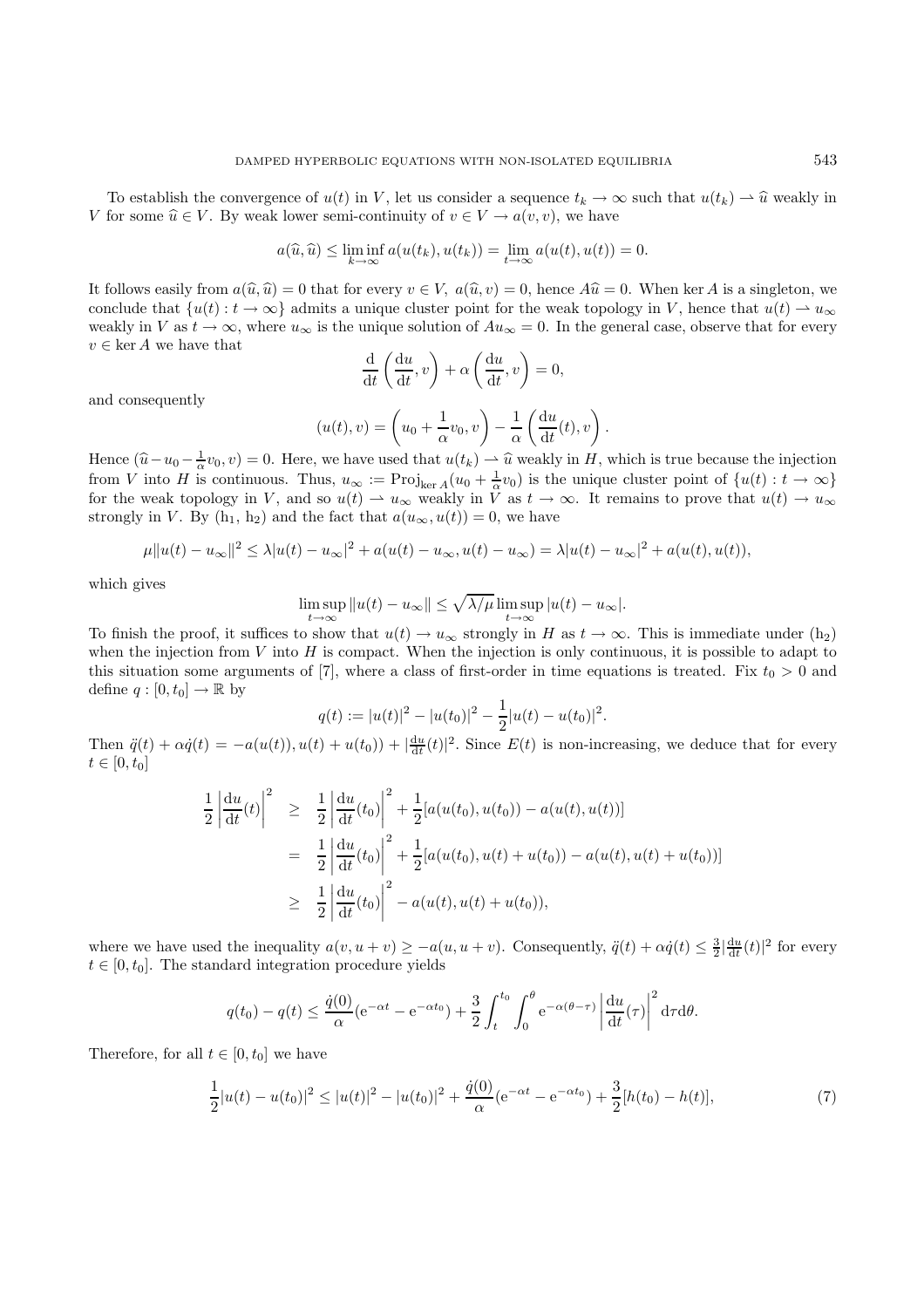To establish the convergence of $u(t)$ in $V$, let us consider a sequence $t_k \to \infty$ such that $u(t_k) \rightharpoonup \widehat{u}$ weakly in $V$ for some $\widehat{u} \in V$. By weak lower semi-continuity of $v \in V \to a(v,v)$, we have

$$a(\widehat{u}, \widehat{u}) \leq \liminf_{k\to\infty} a(u(t_k), u(t_k)) = \lim_{t\to\infty} a(u(t), u(t)) = 0.$$

It follows easily from $a(\widehat{u}, \widehat{u}) = 0$ that for every $v \in V$, $a(\widehat{u}, v) = 0$, hence $A\widehat{u} = 0$. When $\ker A$ is a singleton, we conclude that $\{u(t) : t \to \infty\}$ admits a unique cluster point for the weak topology in $V$, hence that $u(t) \rightharpoonup u_\infty$ weakly in $V$ as $t \to \infty$, where $u_\infty$ is the unique solution of $Au_\infty = 0$. In the general case, observe that for every $v \in \ker A$ we have that

$$\frac{\mathrm{d}}{\mathrm{d}t}\left(\frac{\mathrm{d}u}{\mathrm{d}t}, v\right) + \alpha \left(\frac{\mathrm{d}u}{\mathrm{d}t}, v\right) = 0,$$

and consequently

$$(u(t), v) = \left(u_0 + \frac{1}{\alpha} v_0, v\right) - \frac{1}{\alpha}\left(\frac{\mathrm{d}u}{\mathrm{d}t}(t), v\right).$$

Hence $(\widehat{u} - u_0 - \frac{1}{\alpha} v_0, v) = 0$. Here, we have used that $u(t_k) \rightharpoonup \widehat{u}$ weakly in $H$, which is true because the injection from $V$ into $H$ is continuous. Thus, $u_\infty := \mathrm{Proj}_{\ker A}(u_0 + \frac{1}{\alpha} v_0)$ is the unique cluster point of $\{u(t) : t \to \infty\}$ for the weak topology in $V$, and so $u(t) \rightharpoonup u_\infty$ weakly in $V$ as $t \to \infty$. It remains to prove that $u(t) \to u_\infty$ strongly in $V$. By ($\mathrm{h}_1$, $\mathrm{h}_2$) and the fact that $a(u_\infty, u(t)) = 0$, we have

$$\mu \|u(t) - u_\infty\|^2 \leq \lambda |u(t) - u_\infty|^2 + a(u(t) - u_\infty, u(t) - u_\infty) = \lambda |u(t) - u_\infty|^2 + a(u(t), u(t)),$$

which gives

$$\limsup_{t\to\infty} \|u(t) - u_\infty\| \leq \sqrt{\lambda/\mu}\, \limsup_{t\to\infty} |u(t) - u_\infty|.$$

To finish the proof, it suffices to show that $u(t) \to u_\infty$ strongly in $H$ as $t \to \infty$. This is immediate under ($\mathrm{h}_2$) when the injection from $V$ into $H$ is compact. When the injection is only continuous, it is possible to adapt to this situation some arguments of [7], where a class of first-order in time equations is treated. Fix $t_0 > 0$ and define $q : [0, t_0] \to \mathbb{R}$ by

$$q(t) := |u(t)|^2 - |u(t_0)|^2 - \frac{1}{2}|u(t) - u(t_0)|^2.$$

Then $\ddot{q}(t) + \alpha \dot{q}(t) = -a(u(t)), u(t) + u(t_0)) + |\frac{\mathrm{d}u}{\mathrm{d}t}(t)|^2$. Since $E(t)$ is non-increasing, we deduce that for every $t \in [0, t_0]$

$$\begin{aligned}
\frac{1}{2}\left|\frac{\mathrm{d}u}{\mathrm{d}t}(t)\right|^2 &\geq \frac{1}{2}\left|\frac{\mathrm{d}u}{\mathrm{d}t}(t_0)\right|^2 + \frac{1}{2}[a(u(t_0), u(t_0)) - a(u(t), u(t))] \\
&= \frac{1}{2}\left|\frac{\mathrm{d}u}{\mathrm{d}t}(t_0)\right|^2 + \frac{1}{2}[a(u(t_0), u(t) + u(t_0)) - a(u(t), u(t) + u(t_0))] \\
&\geq \frac{1}{2}\left|\frac{\mathrm{d}u}{\mathrm{d}t}(t_0)\right|^2 - a(u(t), u(t) + u(t_0)),
\end{aligned}$$

where we have used the inequality $a(v, u + v) \geq -a(u, u + v)$. Consequently, $\ddot{q}(t) + \alpha \dot{q}(t) \leq \frac{3}{2}|\frac{\mathrm{d}u}{\mathrm{d}t}(t)|^2$ for every $t \in [0, t_0]$. The standard integration procedure yields

$$q(t_0) - q(t) \leq \frac{\dot{q}(0)}{\alpha}(\mathrm{e}^{-\alpha t} - \mathrm{e}^{-\alpha t_0}) + \frac{3}{2}\int_t^{t_0} \int_0^\theta \mathrm{e}^{-\alpha(\theta - \tau)} \left|\frac{\mathrm{d}u}{\mathrm{d}t}(\tau)\right|^2 \mathrm{d}\tau \mathrm{d}\theta.$$

Therefore, for all $t \in [0, t_0]$ we have

$$\frac{1}{2}|u(t) - u(t_0)|^2 \leq |u(t)|^2 - |u(t_0)|^2 + \frac{\dot{q}(0)}{\alpha}(\mathrm{e}^{-\alpha t} - \mathrm{e}^{-\alpha t_0}) + \frac{3}{2}[h(t_0) - h(t)], \tag{7}$$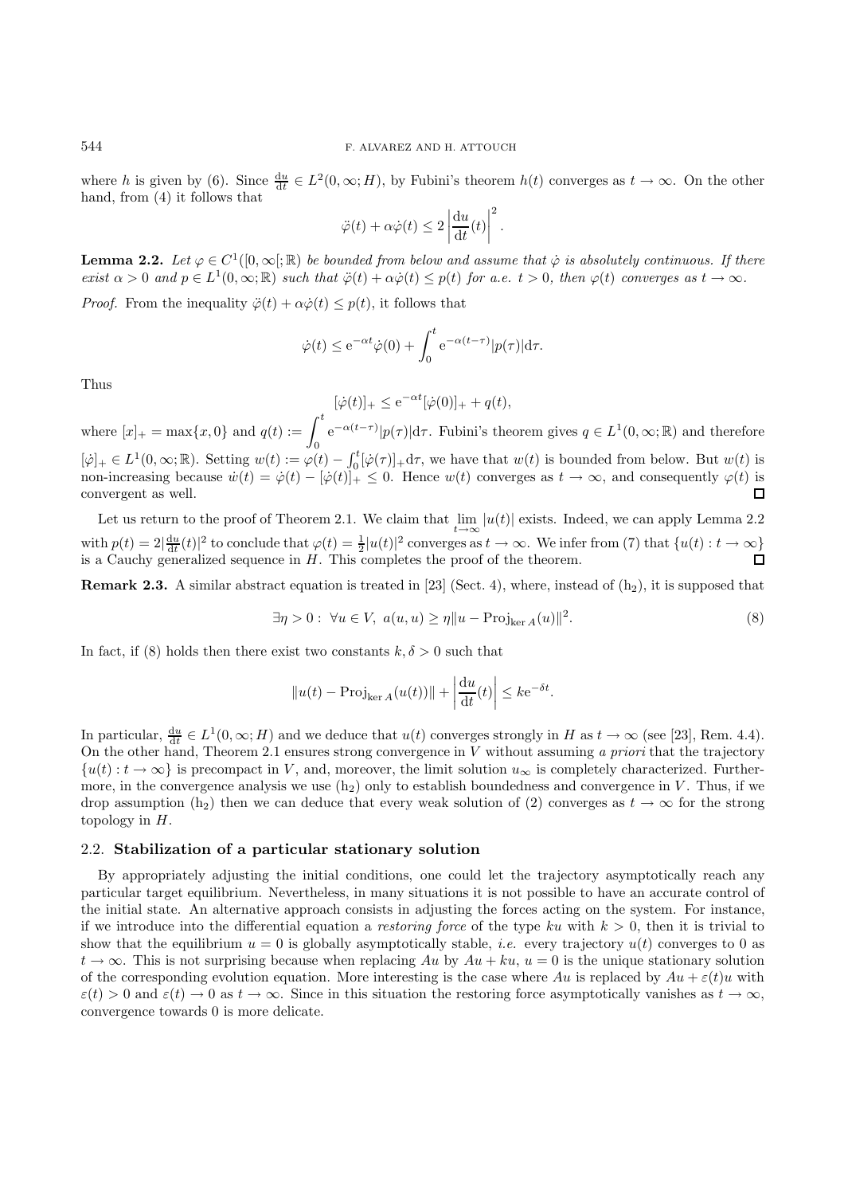where $h$ is given by (6). Since $\frac{du}{dt} \in L^2(0,\infty;H)$, by Fubini's theorem $h(t)$ converges as $t \to \infty$. On the other hand, from (4) it follows that

$$\ddot{\varphi}(t) + \alpha\dot{\varphi}(t) \leq 2\left|\frac{du}{dt}(t)\right|^2.$$

**Lemma 2.2.** *Let $\varphi \in C^1([0,\infty[;\mathbb{R})$ be bounded from below and assume that $\dot{\varphi}$ is absolutely continuous. If there exist $\alpha > 0$ and $p \in L^1(0,\infty;\mathbb{R})$ such that $\ddot{\varphi}(t) + \alpha\dot{\varphi}(t) \leq p(t)$ for a.e. $t > 0$, then $\varphi(t)$ converges as $t \to \infty$.*

*Proof.* From the inequality $\ddot{\varphi}(t) + \alpha\dot{\varphi}(t) \leq p(t)$, it follows that

$$\dot{\varphi}(t) \leq e^{-\alpha t}\dot{\varphi}(0) + \int_0^t e^{-\alpha(t-\tau)}|p(\tau)|d\tau.$$

Thus

$$[\dot{\varphi}(t)]_+ \leq e^{-\alpha t}[\dot{\varphi}(0)]_+ + q(t),$$

where $[x]_+ = \max\{x, 0\}$ and $q(t) := \int_0^t e^{-\alpha(t-\tau)}|p(\tau)|d\tau$. Fubini's theorem gives $q \in L^1(0,\infty;\mathbb{R})$ and therefore $[\dot{\varphi}]_+ \in L^1(0,\infty;\mathbb{R})$. Setting $w(t) := \varphi(t) - \int_0^t [\dot{\varphi}(\tau)]_+ d\tau$, we have that $w(t)$ is bounded from below. But $w(t)$ is non-increasing because $\dot{w}(t) = \dot{\varphi}(t) - [\dot{\varphi}(t)]_+ \leq 0$. Hence $w(t)$ converges as $t \to \infty$, and consequently $\varphi(t)$ is convergent as well. □

Let us return to the proof of Theorem 2.1. We claim that $\lim_{t\to\infty} |u(t)|$ exists. Indeed, we can apply Lemma 2.2 with $p(t) = 2|\frac{du}{dt}(t)|^2$ to conclude that $\varphi(t) = \frac{1}{2}|u(t)|^2$ converges as $t \to \infty$. We infer from (7) that $\{u(t) : t \to \infty\}$ is a Cauchy generalized sequence in $H$. This completes the proof of the theorem. □

**Remark 2.3.** A similar abstract equation is treated in [23] (Sect. 4), where, instead of ($h_2$), it is supposed that

$$\exists \eta > 0 : \ \forall u \in V, \ a(u,u) \geq \eta\|u - \text{Proj}_{\ker A}(u)\|^2. \tag{8}$$

In fact, if (8) holds then there exist two constants $k, \delta > 0$ such that

$$\|u(t) - \text{Proj}_{\ker A}(u(t))\| + \left|\frac{du}{dt}(t)\right| \leq k e^{-\delta t}.$$

In particular, $\frac{du}{dt} \in L^1(0,\infty;H)$ and we deduce that $u(t)$ converges strongly in $H$ as $t \to \infty$ (see [23], Rem. 4.4). On the other hand, Theorem 2.1 ensures strong convergence in $V$ without assuming *a priori* that the trajectory $\{u(t) : t \to \infty\}$ is precompact in $V$, and, moreover, the limit solution $u_\infty$ is completely characterized. Furthermore, in the convergence analysis we use ($h_2$) only to establish boundedness and convergence in $V$. Thus, if we drop assumption ($h_2$) then we can deduce that every weak solution of (2) converges as $t \to \infty$ for the strong topology in $H$.

### 2.2. Stabilization of a particular stationary solution

By appropriately adjusting the initial conditions, one could let the trajectory asymptotically reach any particular target equilibrium. Nevertheless, in many situations it is not possible to have an accurate control of the initial state. An alternative approach consists in adjusting the forces acting on the system. For instance, if we introduce into the differential equation a *restoring force* of the type $ku$ with $k > 0$, then it is trivial to show that the equilibrium $u = 0$ is globally asymptotically stable, *i.e.* every trajectory $u(t)$ converges to 0 as $t \to \infty$. This is not surprising because when replacing $Au$ by $Au + ku$, $u = 0$ is the unique stationary solution of the corresponding evolution equation. More interesting is the case where $Au$ is replaced by $Au + \varepsilon(t)u$ with $\varepsilon(t) > 0$ and $\varepsilon(t) \to 0$ as $t \to \infty$. Since in this situation the restoring force asymptotically vanishes as $t \to \infty$, convergence towards 0 is more delicate.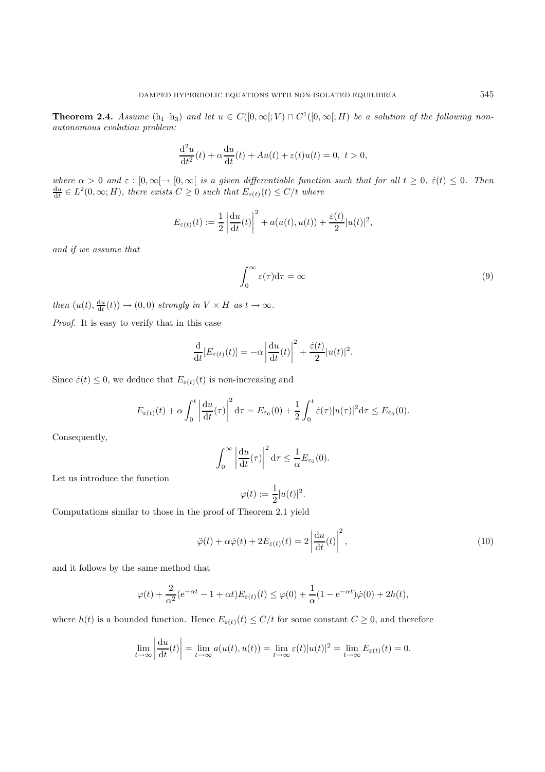**Theorem 2.4.** *Assume* ($h_1$–$h_3$) *and let* $u \in C([0,\infty[; V) \cap C^1([0,\infty[; H)$ *be a solution of the following non-autonomous evolution problem:*

$$\frac{\mathrm{d}^2 u}{\mathrm{d}t^2}(t) + \alpha \frac{\mathrm{d}u}{\mathrm{d}t}(t) + Au(t) + \varepsilon(t)u(t) = 0, \; t > 0,$$

*where* $\alpha > 0$ *and* $\varepsilon : [0,\infty[ \to [0,\infty[$ *is a given differentiable function such that for all* $t \geq 0$, $\dot{\varepsilon}(t) \leq 0$. *Then* $\frac{\mathrm{d}u}{\mathrm{d}t} \in L^2(0,\infty; H)$, *there exists* $C \geq 0$ *such that* $E_{\varepsilon(t)}(t) \leq C/t$ *where*

$$E_{\varepsilon(t)}(t) := \frac{1}{2}\left|\frac{\mathrm{d}u}{\mathrm{d}t}(t)\right|^2 + a(u(t), u(t)) + \frac{\varepsilon(t)}{2}|u(t)|^2,$$

*and if we assume that*

$$\int_0^\infty \varepsilon(\tau)\mathrm{d}\tau = \infty \tag{9}$$

*then* $(u(t), \frac{\mathrm{d}u}{\mathrm{d}t}(t)) \to (0,0)$ *strongly in* $V \times H$ *as* $t \to \infty$.

*Proof.* It is easy to verify that in this case

$$\frac{\mathrm{d}}{\mathrm{d}t}[E_{\varepsilon(t)}(t)] = -\alpha \left|\frac{\mathrm{d}u}{\mathrm{d}t}(t)\right|^2 + \frac{\dot{\varepsilon}(t)}{2}|u(t)|^2.$$

Since $\dot{\varepsilon}(t) \leq 0$, we deduce that $E_{\varepsilon(t)}(t)$ is non-increasing and

$$E_{\varepsilon(t)}(t) + \alpha \int_0^t \left|\frac{\mathrm{d}u}{\mathrm{d}t}(\tau)\right|^2 \mathrm{d}\tau = E_{\varepsilon_0}(0) + \frac{1}{2}\int_0^t \dot{\varepsilon}(\tau)|u(\tau)|^2 \mathrm{d}\tau \leq E_{\varepsilon_0}(0).$$

Consequently,

$$\int_0^\infty \left|\frac{\mathrm{d}u}{\mathrm{d}t}(\tau)\right|^2 \mathrm{d}\tau \leq \frac{1}{\alpha}E_{\varepsilon_0}(0).$$

Let us introduce the function

$$\varphi(t) := \frac{1}{2}|u(t)|^2.$$

Computations similar to those in the proof of Theorem 2.1 yield

$$\ddot{\varphi}(t) + \alpha\dot{\varphi}(t) + 2E_{\varepsilon(t)}(t) = 2\left|\frac{\mathrm{d}u}{\mathrm{d}t}(t)\right|^2, \tag{10}$$

and it follows by the same method that

$$\varphi(t) + \frac{2}{\alpha^2}(\mathrm{e}^{-\alpha t} - 1 + \alpha t)E_{\varepsilon(t)}(t) \leq \varphi(0) + \frac{1}{\alpha}(1 - \mathrm{e}^{-\alpha t})\dot{\varphi}(0) + 2h(t),$$

where $h(t)$ is a bounded function. Hence $E_{\varepsilon(t)}(t) \leq C/t$ for some constant $C \geq 0$, and therefore

$$\lim_{t\to\infty}\left|\frac{\mathrm{d}u}{\mathrm{d}t}(t)\right| = \lim_{t\to\infty} a(u(t), u(t)) = \lim_{t\to\infty} \varepsilon(t)|u(t)|^2 = \lim_{t\to\infty} E_{\varepsilon(t)}(t) = 0.$$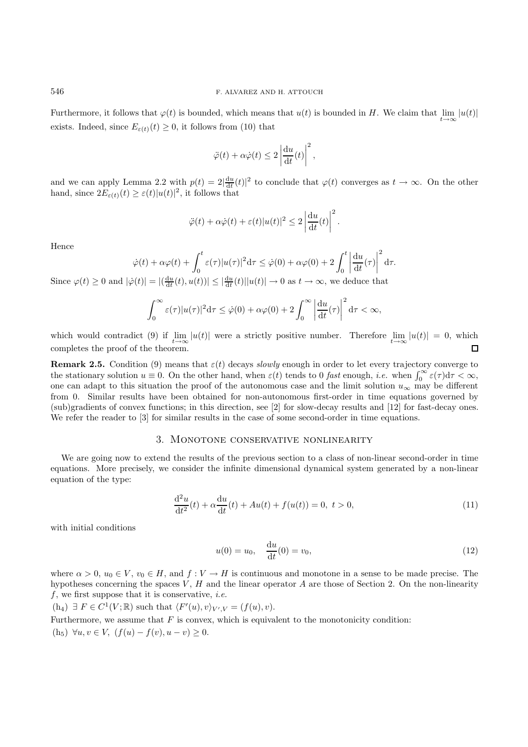Furthermore, it follows that $\varphi(t)$ is bounded, which means that $u(t)$ is bounded in $H$. We claim that $\lim_{t\to\infty} |u(t)|$ exists. Indeed, since $E_{\varepsilon(t)}(t) \geq 0$, it follows from (10) that

$$\ddot{\varphi}(t) + \alpha\dot{\varphi}(t) \leq 2\left|\frac{\mathrm{d}u}{\mathrm{d}t}(t)\right|^2,$$

and we can apply Lemma 2.2 with $p(t) = 2|\frac{\mathrm{d}u}{\mathrm{d}t}(t)|^2$ to conclude that $\varphi(t)$ converges as $t \to \infty$. On the other hand, since $2E_{\varepsilon(t)}(t) \geq \varepsilon(t)|u(t)|^2$, it follows that

$$\ddot{\varphi}(t) + \alpha\dot{\varphi}(t) + \varepsilon(t)|u(t)|^2 \leq 2\left|\frac{\mathrm{d}u}{\mathrm{d}t}(t)\right|^2.$$

Hence

$$\dot{\varphi}(t) + \alpha\varphi(t) + \int_0^t \varepsilon(\tau)|u(\tau)|^2 \mathrm{d}\tau \leq \dot{\varphi}(0) + \alpha\varphi(0) + 2\int_0^t \left|\frac{\mathrm{d}u}{\mathrm{d}t}(\tau)\right|^2 \mathrm{d}\tau.$$

Since $\varphi(t) \geq 0$ and $|\dot{\varphi}(t)| = |(\frac{\mathrm{d}u}{\mathrm{d}t}(t), u(t))| \leq |\frac{\mathrm{d}u}{\mathrm{d}t}(t)||u(t)| \to 0$ as $t \to \infty$, we deduce that

$$\int_0^\infty \varepsilon(\tau)|u(\tau)|^2 \mathrm{d}\tau \leq \dot{\varphi}(0) + \alpha\varphi(0) + 2\int_0^\infty \left|\frac{\mathrm{d}u}{\mathrm{d}t}(\tau)\right|^2 \mathrm{d}\tau < \infty,$$

which would contradict (9) if $\lim_{t\to\infty} |u(t)|$ were a strictly positive number. Therefore $\lim_{t\to\infty} |u(t)| = 0$, which completes the proof of the theorem. □

**Remark 2.5.** Condition (9) means that $\varepsilon(t)$ decays *slowly* enough in order to let every trajectory converge to the stationary solution $u \equiv 0$. On the other hand, when $\varepsilon(t)$ tends to 0 *fast* enough, *i.e.* when $\int_0^\infty \varepsilon(\tau)\mathrm{d}\tau < \infty$, one can adapt to this situation the proof of the autonomous case and the limit solution $u_\infty$ may be different from 0. Similar results have been obtained for non-autonomous first-order in time equations governed by (sub)gradients of convex functions; in this direction, see [2] for slow-decay results and [12] for fast-decay ones. We refer the reader to [3] for similar results in the case of some second-order in time equations.

## 3. Monotone conservative nonlinearity

We are going now to extend the results of the previous section to a class of non-linear second-order in time equations. More precisely, we consider the infinite dimensional dynamical system generated by a non-linear equation of the type:

$$\frac{\mathrm{d}^2u}{\mathrm{d}t^2}(t) + \alpha\frac{\mathrm{d}u}{\mathrm{d}t}(t) + Au(t) + f(u(t)) = 0,\ t > 0, \tag{11}$$

with initial conditions

$$u(0) = u_0, \quad \frac{\mathrm{d}u}{\mathrm{d}t}(0) = v_0, \tag{12}$$

where $\alpha > 0$, $u_0 \in V$, $v_0 \in H$, and $f : V \to H$ is continuous and monotone in a sense to be made precise. The hypotheses concerning the spaces $V$, $H$ and the linear operator $A$ are those of Section 2. On the non-linearity $f$, we first suppose that it is conservative, *i.e.*

($\mathrm{h}_4$) $\exists\, F \in C^1(V;\mathbb{R})$ such that $\langle F'(u), v\rangle_{V',V} = (f(u), v)$.

Furthermore, we assume that $F$ is convex, which is equivalent to the monotonicity condition:

($\mathrm{h}_5$) $\forall u, v \in V,\ (f(u) - f(v), u - v) \geq 0$.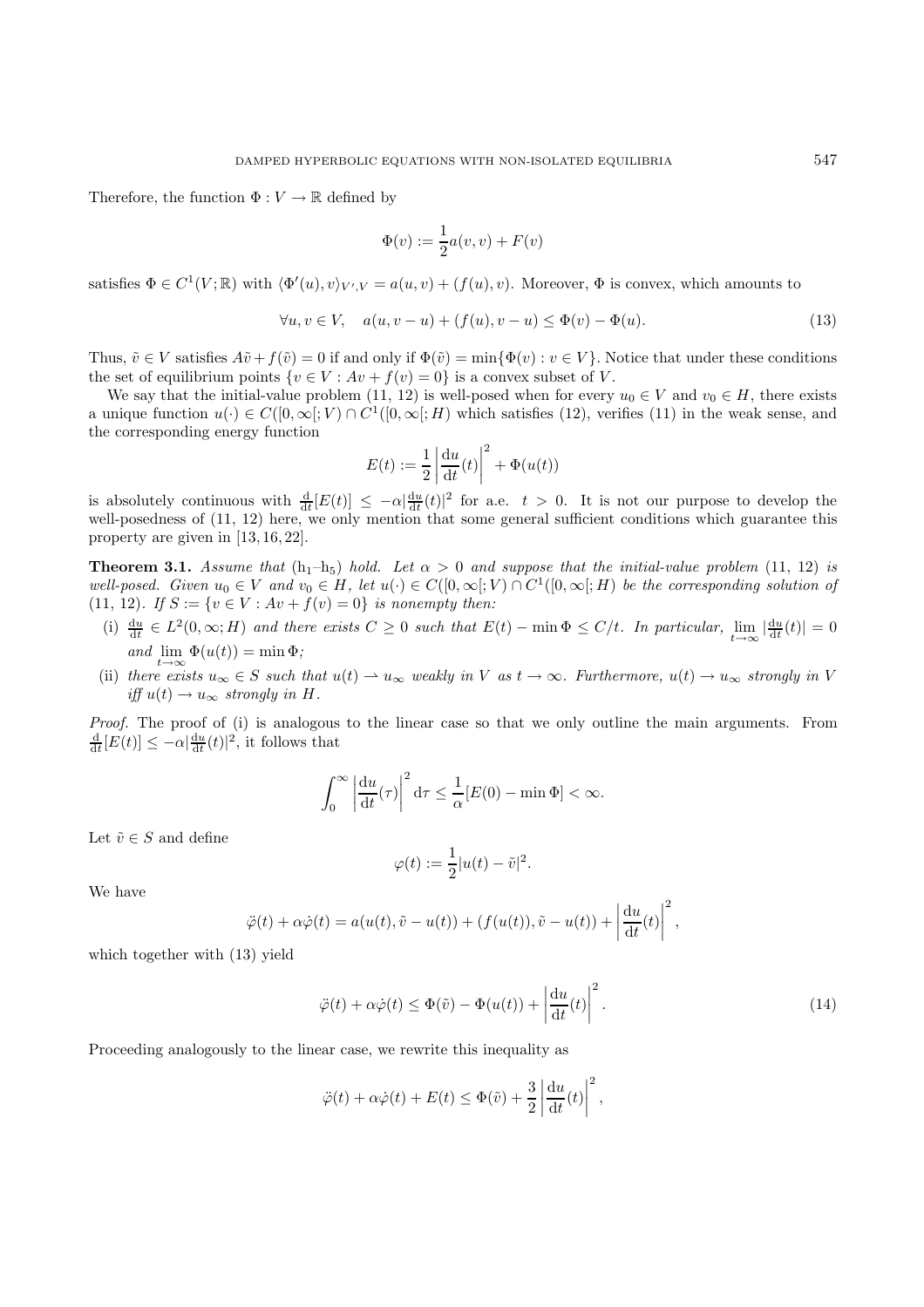Therefore, the function $\Phi : V \to \mathbb{R}$ defined by

$$\Phi(v) := \frac{1}{2}a(v,v) + F(v)$$

satisfies $\Phi \in C^1(V;\mathbb{R})$ with $\langle \Phi'(u), v\rangle_{V',V} = a(u,v) + (f(u),v)$. Moreover, $\Phi$ is convex, which amounts to

$$\forall u, v \in V, \quad a(u, v-u) + (f(u), v-u) \leq \Phi(v) - \Phi(u). \tag{13}$$

Thus, $\tilde{v} \in V$ satisfies $A\tilde{v} + f(\tilde{v}) = 0$ if and only if $\Phi(\tilde{v}) = \min\{\Phi(v) : v \in V\}$. Notice that under these conditions the set of equilibrium points $\{v \in V : Av + f(v) = 0\}$ is a convex subset of $V$.

We say that the initial-value problem (11, 12) is well-posed when for every $u_0 \in V$ and $v_0 \in H$, there exists a unique function $u(\cdot) \in C([0,\infty[;V) \cap C^1([0,\infty[;H)$ which satisfies (12), verifies (11) in the weak sense, and the corresponding energy function

$$E(t) := \frac{1}{2}\left|\frac{\mathrm{d}u}{\mathrm{d}t}(t)\right|^2 + \Phi(u(t))$$

is absolutely continuous with $\frac{\mathrm{d}}{\mathrm{d}t}[E(t)] \leq -\alpha|\frac{\mathrm{d}u}{\mathrm{d}t}(t)|^2$ for a.e. $t > 0$. It is not our purpose to develop the well-posedness of (11, 12) here, we only mention that some general sufficient conditions which guarantee this property are given in [13, 16, 22].

**Theorem 3.1.** *Assume that* ($\mathrm{h}_1$–$\mathrm{h}_5$) *hold. Let $\alpha > 0$ and suppose that the initial-value problem* (11, 12) *is well-posed. Given $u_0 \in V$ and $v_0 \in H$, let $u(\cdot) \in C([0,\infty[;V) \cap C^1([0,\infty[;H)$ be the corresponding solution of* (11, 12)*. If $S := \{v \in V : Av + f(v) = 0\}$ is nonempty then:*

- (i) $\frac{\mathrm{d}u}{\mathrm{d}t} \in L^2(0,\infty;H)$ *and there exists $C \geq 0$ such that $E(t) - \min\Phi \leq C/t$. In particular, $\lim\limits_{t\to\infty} |\frac{\mathrm{d}u}{\mathrm{d}t}(t)| = 0$ and $\lim\limits_{t\to\infty} \Phi(u(t)) = \min\Phi$;*
- (ii) *there exists $u_\infty \in S$ such that $u(t) \rightharpoonup u_\infty$ weakly in $V$ as $t \to \infty$. Furthermore, $u(t) \to u_\infty$ strongly in $V$ iff $u(t) \to u_\infty$ strongly in $H$.*

*Proof.* The proof of (i) is analogous to the linear case so that we only outline the main arguments. From $\frac{\mathrm{d}}{\mathrm{d}t}[E(t)] \leq -\alpha|\frac{\mathrm{d}u}{\mathrm{d}t}(t)|^2$, it follows that

$$\int_0^\infty \left|\frac{\mathrm{d}u}{\mathrm{d}t}(\tau)\right|^2 \mathrm{d}\tau \leq \frac{1}{\alpha}[E(0) - \min\Phi] < \infty.$$

Let $\tilde{v} \in S$ and define

$$\varphi(t) := \frac{1}{2}|u(t) - \tilde{v}|^2.$$

We have

$$\ddot{\varphi}(t) + \alpha\dot{\varphi}(t) = a(u(t), \tilde{v} - u(t)) + (f(u(t)), \tilde{v} - u(t)) + \left|\frac{\mathrm{d}u}{\mathrm{d}t}(t)\right|^2,$$

which together with (13) yield

$$\ddot{\varphi}(t) + \alpha\dot{\varphi}(t) \leq \Phi(\tilde{v}) - \Phi(u(t)) + \left|\frac{\mathrm{d}u}{\mathrm{d}t}(t)\right|^2. \tag{14}$$

Proceeding analogously to the linear case, we rewrite this inequality as

$$\ddot{\varphi}(t) + \alpha\dot{\varphi}(t) + E(t) \leq \Phi(\tilde{v}) + \frac{3}{2}\left|\frac{\mathrm{d}u}{\mathrm{d}t}(t)\right|^2,$$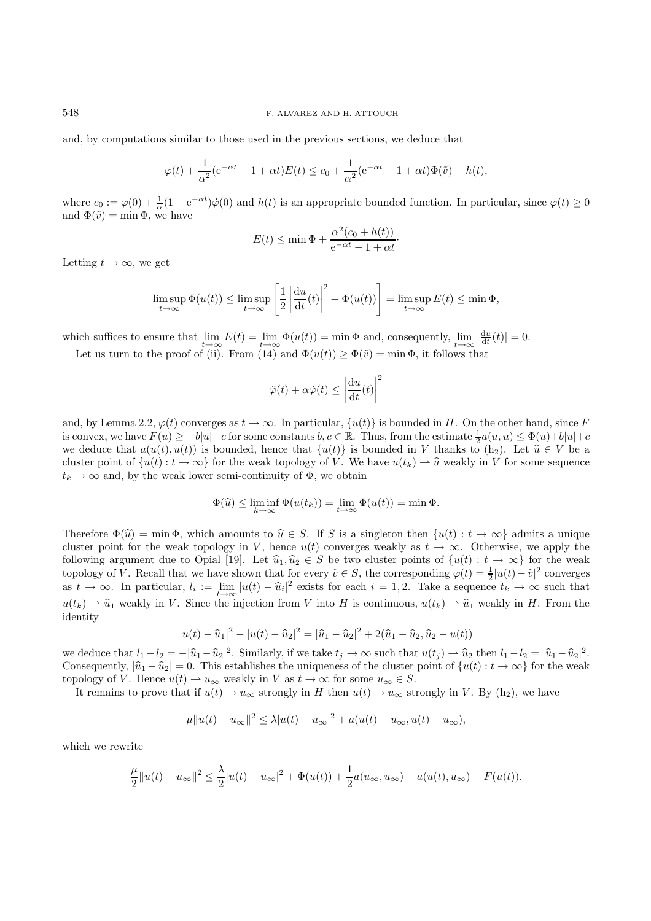and, by computations similar to those used in the previous sections, we deduce that

$$\varphi(t) + \frac{1}{\alpha^2}(\mathrm{e}^{-\alpha t} - 1 + \alpha t)E(t) \le c_0 + \frac{1}{\alpha^2}(\mathrm{e}^{-\alpha t} - 1 + \alpha t)\Phi(\tilde{v}) + h(t),$$

where $c_0 := \varphi(0) + \frac{1}{\alpha}(1 - \mathrm{e}^{-\alpha t})\dot{\varphi}(0)$ and $h(t)$ is an appropriate bounded function. In particular, since $\varphi(t) \ge 0$ and $\Phi(\tilde{v}) = \min \Phi$, we have

$$E(t) \le \min \Phi + \frac{\alpha^2(c_0 + h(t))}{\mathrm{e}^{-\alpha t} - 1 + \alpha t}\cdot$$

Letting $t \to \infty$, we get

$$\limsup_{t\to\infty} \Phi(u(t)) \le \limsup_{t\to\infty} \left[ \frac{1}{2}\left|\frac{\mathrm{d}u}{\mathrm{d}t}(t)\right|^2 + \Phi(u(t)) \right] = \limsup_{t\to\infty} E(t) \le \min \Phi,$$

which suffices to ensure that $\lim_{t\to\infty} E(t) = \lim_{t\to\infty} \Phi(u(t)) = \min \Phi$ and, consequently, $\lim_{t\to\infty} |\frac{\mathrm{d}u}{\mathrm{d}t}(t)| = 0$.

Let us turn to the proof of (ii). From (14) and $\Phi(u(t)) \ge \Phi(\tilde{v}) = \min \Phi$, it follows that

$$\ddot{\varphi}(t) + \alpha\dot{\varphi}(t) \le \left|\frac{\mathrm{d}u}{\mathrm{d}t}(t)\right|^2$$

and, by Lemma 2.2, $\varphi(t)$ converges as $t \to \infty$. In particular, $\{u(t)\}$ is bounded in $H$. On the other hand, since $F$ is convex, we have $F(u) \ge -b|u| - c$ for some constants $b, c \in \mathbb{R}$. Thus, from the estimate $\frac{1}{2}a(u,u) \le \Phi(u) + b|u| + c$ we deduce that $a(u(t), u(t))$ is bounded, hence that $\{u(t)\}$ is bounded in $V$ thanks to ($\mathrm{h}_2$). Let $\widehat{u} \in V$ be a cluster point of $\{u(t) : t \to \infty\}$ for the weak topology of $V$. We have $u(t_k) \rightharpoonup \widehat{u}$ weakly in $V$ for some sequence $t_k \to \infty$ and, by the weak lower semi-continuity of $\Phi$, we obtain

$$\Phi(\widehat{u}) \le \liminf_{k\to\infty} \Phi(u(t_k)) = \lim_{t\to\infty} \Phi(u(t)) = \min \Phi.$$

Therefore $\Phi(\widehat{u}) = \min \Phi$, which amounts to $\widehat{u} \in S$. If $S$ is a singleton then $\{u(t) : t \to \infty\}$ admits a unique cluster point for the weak topology in $V$, hence $u(t)$ converges weakly as $t \to \infty$. Otherwise, we apply the following argument due to Opial [19]. Let $\widehat{u}_1, \widehat{u}_2 \in S$ be two cluster points of $\{u(t) : t \to \infty\}$ for the weak topology of $V$. Recall that we have shown that for every $\tilde{v} \in S$, the corresponding $\varphi(t) = \frac{1}{2}|u(t) - \tilde{v}|^2$ converges as $t \to \infty$. In particular, $l_i := \lim_{t\to\infty} |u(t) - \widehat{u}_i|^2$ exists for each $i = 1, 2$. Take a sequence $t_k \to \infty$ such that $u(t_k) \rightharpoonup \widehat{u}_1$ weakly in $V$. Since the injection from $V$ into $H$ is continuous, $u(t_k) \rightharpoonup \widehat{u}_1$ weakly in $H$. From the identity

$$|u(t) - \widehat{u}_1|^2 - |u(t) - \widehat{u}_2|^2 = |\widehat{u}_1 - \widehat{u}_2|^2 + 2(\widehat{u}_1 - \widehat{u}_2, \widehat{u}_2 - u(t))$$

we deduce that $l_1 - l_2 = -|\widehat{u}_1 - \widehat{u}_2|^2$. Similarly, if we take $t_j \to \infty$ such that $u(t_j) \rightharpoonup \widehat{u}_2$ then $l_1 - l_2 = |\widehat{u}_1 - \widehat{u}_2|^2$. Consequently, $|\widehat{u}_1 - \widehat{u}_2| = 0$. This establishes the uniqueness of the cluster point of $\{u(t) : t \to \infty\}$ for the weak topology of $V$. Hence $u(t) \rightharpoonup u_\infty$ weakly in $V$ as $t \to \infty$ for some $u_\infty \in S$.

It remains to prove that if $u(t) \to u_\infty$ strongly in $H$ then $u(t) \to u_\infty$ strongly in $V$. By ($\mathrm{h}_2$), we have

$$\mu\|u(t) - u_\infty\|^2 \le \lambda|u(t) - u_\infty|^2 + a(u(t) - u_\infty, u(t) - u_\infty),$$

which we rewrite

$$\frac{\mu}{2}\|u(t) - u_\infty\|^2 \le \frac{\lambda}{2}|u(t) - u_\infty|^2 + \Phi(u(t)) + \frac{1}{2}a(u_\infty, u_\infty) - a(u(t), u_\infty) - F(u(t)).$$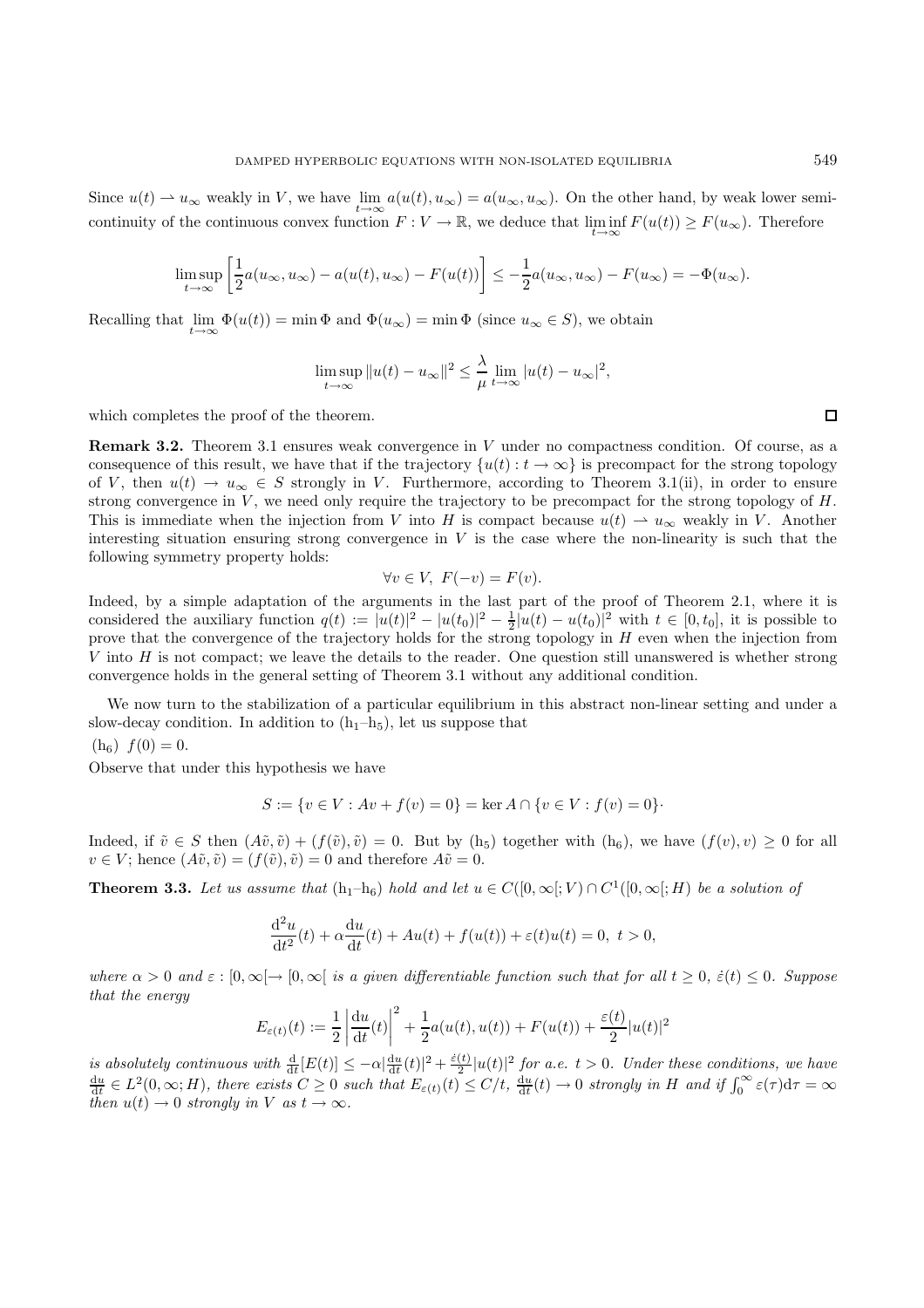Since $u(t) \rightharpoonup u_\infty$ weakly in $V$, we have $\lim_{t\to\infty} a(u(t), u_\infty) = a(u_\infty, u_\infty)$. On the other hand, by weak lower semi-continuity of the continuous convex function $F : V \to \mathbb{R}$, we deduce that $\liminf_{t\to\infty} F(u(t)) \geq F(u_\infty)$. Therefore

$$\limsup_{t\to\infty} \left[\frac{1}{2}a(u_\infty, u_\infty) - a(u(t), u_\infty) - F(u(t))\right] \leq -\frac{1}{2}a(u_\infty, u_\infty) - F(u_\infty) = -\Phi(u_\infty).$$

Recalling that $\lim_{t\to\infty} \Phi(u(t)) = \min \Phi$ and $\Phi(u_\infty) = \min \Phi$ (since $u_\infty \in S$), we obtain

$$\limsup_{t\to\infty} \|u(t) - u_\infty\|^2 \leq \frac{\lambda}{\mu} \lim_{t\to\infty} |u(t) - u_\infty|^2,$$

which completes the proof of the theorem. □

**Remark 3.2.** Theorem 3.1 ensures weak convergence in $V$ under no compactness condition. Of course, as a consequence of this result, we have that if the trajectory $\{u(t) : t \to \infty\}$ is precompact for the strong topology of $V$, then $u(t) \to u_\infty \in S$ strongly in $V$. Furthermore, according to Theorem 3.1(ii), in order to ensure strong convergence in $V$, we need only require the trajectory to be precompact for the strong topology of $H$. This is immediate when the injection from $V$ into $H$ is compact because $u(t) \rightharpoonup u_\infty$ weakly in $V$. Another interesting situation ensuring strong convergence in $V$ is the case where the non-linearity is such that the following symmetry property holds:

$$\forall v \in V,\ F(-v) = F(v).$$

Indeed, by a simple adaptation of the arguments in the last part of the proof of Theorem 2.1, where it is considered the auxiliary function $q(t) := |u(t)|^2 - |u(t_0)|^2 - \frac{1}{2}|u(t) - u(t_0)|^2$ with $t \in [0, t_0]$, it is possible to prove that the convergence of the trajectory holds for the strong topology in $H$ even when the injection from $V$ into $H$ is not compact; we leave the details to the reader. One question still unanswered is whether strong convergence holds in the general setting of Theorem 3.1 without any additional condition.

We now turn to the stabilization of a particular equilibrium in this abstract non-linear setting and under a slow-decay condition. In addition to ($h_1$–$h_5$), let us suppose that

($h_6$) $f(0) = 0$.

Observe that under this hypothesis we have

$$S := \{v \in V : Av + f(v) = 0\} = \ker A \cap \{v \in V : f(v) = 0\}\cdot$$

Indeed, if $\tilde{v} \in S$ then $(A\tilde{v}, \tilde{v}) + (f(\tilde{v}), \tilde{v}) = 0$. But by ($h_5$) together with ($h_6$), we have $(f(v), v) \geq 0$ for all $v \in V$; hence $(A\tilde{v}, \tilde{v}) = (f(\tilde{v}), \tilde{v}) = 0$ and therefore $A\tilde{v} = 0$.

**Theorem 3.3.** *Let us assume that* ($h_1$–$h_6$) *hold and let* $u \in C([0, \infty[; V) \cap C^1([0, \infty[; H)$ *be a solution of*

$$\frac{\mathrm{d}^2 u}{\mathrm{d}t^2}(t) + \alpha \frac{\mathrm{d}u}{\mathrm{d}t}(t) + Au(t) + f(u(t)) + \varepsilon(t)u(t) = 0,\ t > 0,$$

*where* $\alpha > 0$ *and* $\varepsilon : [0, \infty[ \to [0, \infty[$ *is a given differentiable function such that for all* $t \geq 0$, $\dot{\varepsilon}(t) \leq 0$. *Suppose that the energy*

$$E_{\varepsilon(t)}(t) := \frac{1}{2}\left|\frac{\mathrm{d}u}{\mathrm{d}t}(t)\right|^2 + \frac{1}{2}a(u(t), u(t)) + F(u(t)) + \frac{\varepsilon(t)}{2}|u(t)|^2$$

*is absolutely continuous with* $\frac{\mathrm{d}}{\mathrm{d}t}[E(t)] \leq -\alpha|\frac{\mathrm{d}u}{\mathrm{d}t}(t)|^2 + \frac{\dot{\varepsilon}(t)}{2}|u(t)|^2$ *for a.e.* $t > 0$. *Under these conditions, we have* $\frac{\mathrm{d}u}{\mathrm{d}t} \in L^2(0, \infty; H)$, *there exists* $C \geq 0$ *such that* $E_{\varepsilon(t)}(t) \leq C/t$, $\frac{\mathrm{d}u}{\mathrm{d}t}(t) \to 0$ *strongly in* $H$ *and if* $\int_0^\infty \varepsilon(\tau)\mathrm{d}\tau = \infty$ *then* $u(t) \to 0$ *strongly in* $V$ *as* $t \to \infty$.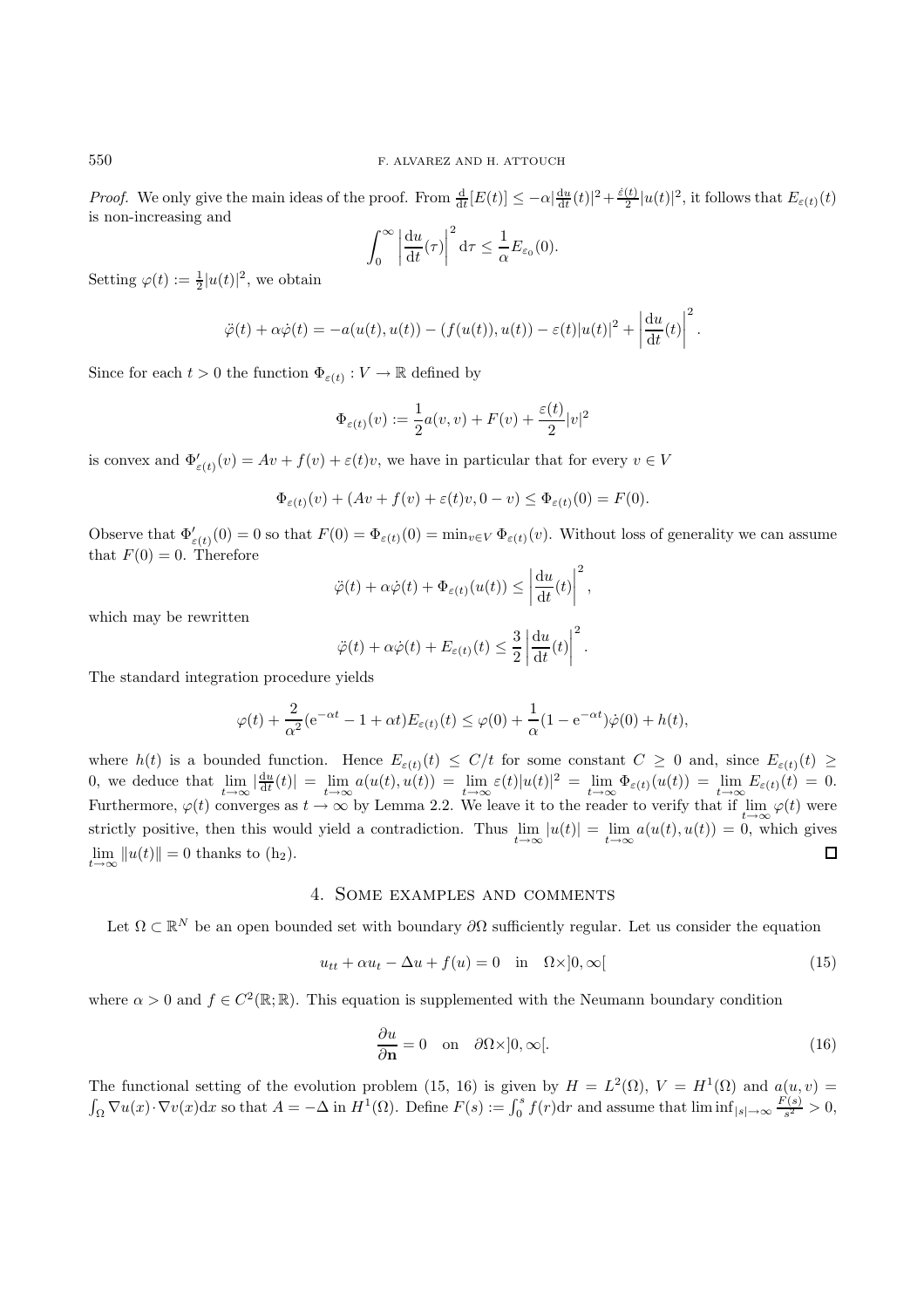*Proof.* We only give the main ideas of the proof. From $\frac{\mathrm{d}}{\mathrm{d}t}[E(t)] \leq -\alpha|\frac{\mathrm{d}u}{\mathrm{d}t}(t)|^2 + \frac{\dot{\varepsilon}(t)}{2}|u(t)|^2$, it follows that $E_{\varepsilon(t)}(t)$ is non-increasing and

$$\int_0^\infty \left|\frac{\mathrm{d}u}{\mathrm{d}t}(\tau)\right|^2 \mathrm{d}\tau \leq \frac{1}{\alpha} E_{\varepsilon_0}(0).$$

Setting $\varphi(t) := \frac{1}{2}|u(t)|^2$, we obtain

$$\ddot{\varphi}(t) + \alpha\dot{\varphi}(t) = -a(u(t), u(t)) - (f(u(t)), u(t)) - \varepsilon(t)|u(t)|^2 + \left|\frac{\mathrm{d}u}{\mathrm{d}t}(t)\right|^2.$$

Since for each $t > 0$ the function $\Phi_{\varepsilon(t)} : V \to \mathbb{R}$ defined by

$$\Phi_{\varepsilon(t)}(v) := \frac{1}{2}a(v, v) + F(v) + \frac{\varepsilon(t)}{2}|v|^2$$

is convex and $\Phi'_{\varepsilon(t)}(v) = Av + f(v) + \varepsilon(t)v$, we have in particular that for every $v \in V$

$$\Phi_{\varepsilon(t)}(v) + (Av + f(v) + \varepsilon(t)v, 0 - v) \leq \Phi_{\varepsilon(t)}(0) = F(0).$$

Observe that $\Phi'_{\varepsilon(t)}(0) = 0$ so that $F(0) = \Phi_{\varepsilon(t)}(0) = \min_{v\in V} \Phi_{\varepsilon(t)}(v)$. Without loss of generality we can assume that $F(0) = 0$. Therefore

$$\ddot{\varphi}(t) + \alpha\dot{\varphi}(t) + \Phi_{\varepsilon(t)}(u(t)) \leq \left|\frac{\mathrm{d}u}{\mathrm{d}t}(t)\right|^2,$$

which may be rewritten

$$\ddot{\varphi}(t) + \alpha\dot{\varphi}(t) + E_{\varepsilon(t)}(t) \leq \frac{3}{2}\left|\frac{\mathrm{d}u}{\mathrm{d}t}(t)\right|^2.$$

The standard integration procedure yields

$$\varphi(t) + \frac{2}{\alpha^2}(\mathrm{e}^{-\alpha t} - 1 + \alpha t)E_{\varepsilon(t)}(t) \leq \varphi(0) + \frac{1}{\alpha}(1 - \mathrm{e}^{-\alpha t})\dot{\varphi}(0) + h(t),$$

where $h(t)$ is a bounded function. Hence $E_{\varepsilon(t)}(t) \leq C/t$ for some constant $C \geq 0$ and, since $E_{\varepsilon(t)}(t) \geq 0$, we deduce that $\lim_{t\to\infty} |\frac{\mathrm{d}u}{\mathrm{d}t}(t)| = \lim_{t\to\infty} a(u(t), u(t)) = \lim_{t\to\infty} \varepsilon(t)|u(t)|^2 = \lim_{t\to\infty} \Phi_{\varepsilon(t)}(u(t)) = \lim_{t\to\infty} E_{\varepsilon(t)}(t) = 0$. Furthermore, $\varphi(t)$ converges as $t \to \infty$ by Lemma 2.2. We leave it to the reader to verify that if $\lim_{t\to\infty} \varphi(t)$ were strictly positive, then this would yield a contradiction. Thus $\lim_{t\to\infty} |u(t)| = \lim_{t\to\infty} a(u(t), u(t)) = 0$, which gives $\lim_{t\to\infty} \|u(t)\| = 0$ thanks to ($\mathrm{h}_2$). $\square$

## 4. Some examples and comments

Let $\Omega \subset \mathbb{R}^N$ be an open bounded set with boundary $\partial\Omega$ sufficiently regular. Let us consider the equation

$$u_{tt} + \alpha u_t - \Delta u + f(u) = 0 \quad \text{in} \quad \Omega\times]0, \infty[ \tag{15}$$

where $\alpha > 0$ and $f \in C^2(\mathbb{R}; \mathbb{R})$. This equation is supplemented with the Neumann boundary condition

$$\frac{\partial u}{\partial \mathbf{n}} = 0 \quad \text{on} \quad \partial\Omega\times]0, \infty[. \tag{16}$$

The functional setting of the evolution problem (15, 16) is given by $H = L^2(\Omega)$, $V = H^1(\Omega)$ and $a(u, v) = \int_\Omega \nabla u(x)\cdot\nabla v(x)\mathrm{d}x$ so that $A = -\Delta$ in $H^1(\Omega)$. Define $F(s) := \int_0^s f(r)\mathrm{d}r$ and assume that $\liminf_{|s|\to\infty} \frac{F(s)}{s^2} > 0$,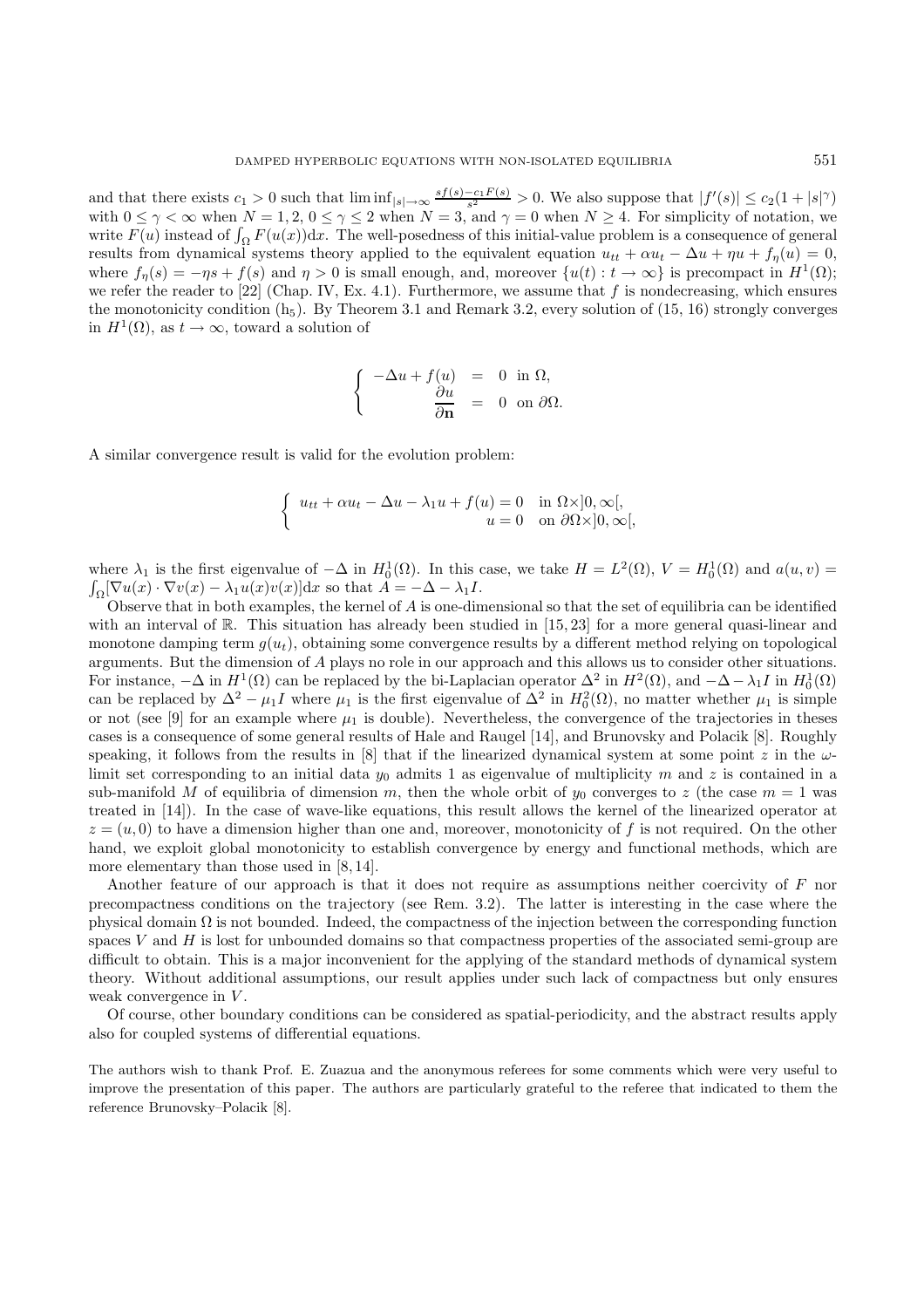and that there exists $c_1 > 0$ such that $\liminf_{|s|\to\infty} \frac{sf(s)-c_1F(s)}{s^2} > 0$. We also suppose that $|f'(s)| \le c_2(1+|s|^\gamma)$ with $0 \le \gamma < \infty$ when $N = 1, 2$, $0 \le \gamma \le 2$ when $N = 3$, and $\gamma = 0$ when $N \ge 4$. For simplicity of notation, we write $F(u)$ instead of $\int_\Omega F(u(x))\mathrm{d}x$. The well-posedness of this initial-value problem is a consequence of general results from dynamical systems theory applied to the equivalent equation $u_{tt} + \alpha u_t - \Delta u + \eta u + f_\eta(u) = 0$, where $f_\eta(s) = -\eta s + f(s)$ and $\eta > 0$ is small enough, and, moreover $\{u(t) : t \to \infty\}$ is precompact in $H^1(\Omega)$; we refer the reader to [22] (Chap. IV, Ex. 4.1). Furthermore, we assume that $f$ is nondecreasing, which ensures the monotonicity condition ($\mathrm{h}_5$). By Theorem 3.1 and Remark 3.2, every solution of (15, 16) strongly converges in $H^1(\Omega)$, as $t \to \infty$, toward a solution of

$$\begin{cases} -\Delta u + f(u) &= 0 \quad \text{in } \Omega, \\ \dfrac{\partial u}{\partial \mathbf{n}} &= 0 \quad \text{on } \partial\Omega. \end{cases}$$

A similar convergence result is valid for the evolution problem:

$$\begin{cases} u_{tt} + \alpha u_t - \Delta u - \lambda_1 u + f(u) = 0 & \text{in } \Omega \times ]0, \infty[, \\ u = 0 & \text{on } \partial\Omega \times ]0, \infty[, \end{cases}$$

where $\lambda_1$ is the first eigenvalue of $-\Delta$ in $H_0^1(\Omega)$. In this case, we take $H = L^2(\Omega)$, $V = H_0^1(\Omega)$ and $a(u, v) = \int_\Omega [\nabla u(x) \cdot \nabla v(x) - \lambda_1 u(x)v(x)]\mathrm{d}x$ so that $A = -\Delta - \lambda_1 I$.

Observe that in both examples, the kernel of $A$ is one-dimensional so that the set of equilibria can be identified with an interval of $\mathbb{R}$. This situation has already been studied in [15, 23] for a more general quasi-linear and monotone damping term $g(u_t)$, obtaining some convergence results by a different method relying on topological arguments. But the dimension of $A$ plays no role in our approach and this allows us to consider other situations. For instance, $-\Delta$ in $H^1(\Omega)$ can be replaced by the bi-Laplacian operator $\Delta^2$ in $H^2(\Omega)$, and $-\Delta - \lambda_1 I$ in $H_0^1(\Omega)$ can be replaced by $\Delta^2 - \mu_1 I$ where $\mu_1$ is the first eigenvalue of $\Delta^2$ in $H_0^2(\Omega)$, no matter whether $\mu_1$ is simple or not (see [9] for an example where $\mu_1$ is double). Nevertheless, the convergence of the trajectories in theses cases is a consequence of some general results of Hale and Raugel [14], and Brunovsky and Polacik [8]. Roughly speaking, it follows from the results in [8] that if the linearized dynamical system at some point $z$ in the $\omega$-limit set corresponding to an initial data $y_0$ admits 1 as eigenvalue of multiplicity $m$ and $z$ is contained in a sub-manifold $M$ of equilibria of dimension $m$, then the whole orbit of $y_0$ converges to $z$ (the case $m = 1$ was treated in [14]). In the case of wave-like equations, this result allows the kernel of the linearized operator at $z = (u, 0)$ to have a dimension higher than one and, moreover, monotonicity of $f$ is not required. On the other hand, we exploit global monotonicity to establish convergence by energy and functional methods, which are more elementary than those used in [8, 14].

Another feature of our approach is that it does not require as assumptions neither coercivity of $F$ nor precompactness conditions on the trajectory (see Rem. 3.2). The latter is interesting in the case where the physical domain $\Omega$ is not bounded. Indeed, the compactness of the injection between the corresponding function spaces $V$ and $H$ is lost for unbounded domains so that compactness properties of the associated semi-group are difficult to obtain. This is a major inconvenient for the applying of the standard methods of dynamical system theory. Without additional assumptions, our result applies under such lack of compactness but only ensures weak convergence in $V$.

Of course, other boundary conditions can be considered as spatial-periodicity, and the abstract results apply also for coupled systems of differential equations.

The authors wish to thank Prof. E. Zuazua and the anonymous referees for some comments which were very useful to improve the presentation of this paper. The authors are particularly grateful to the referee that indicated to them the reference Brunovsky–Polacik [8].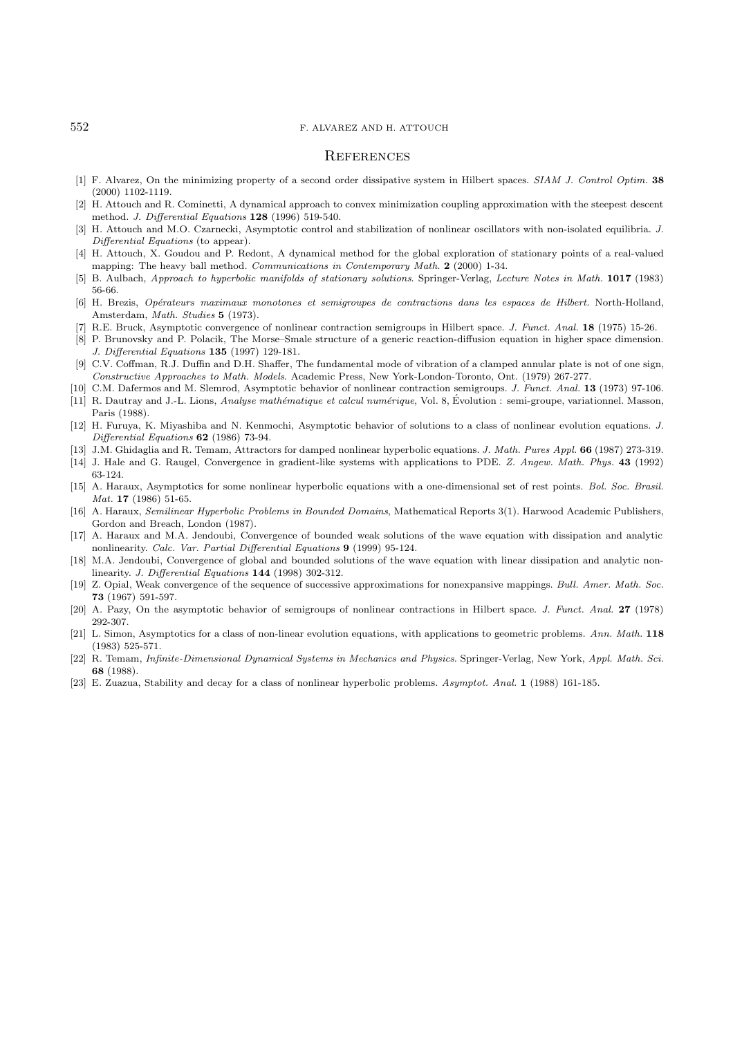## References

[1] F. Alvarez, On the minimizing property of a second order dissipative system in Hilbert spaces. *SIAM J. Control Optim.* **38** (2000) 1102-1119.

[2] H. Attouch and R. Cominetti, A dynamical approach to convex minimization coupling approximation with the steepest descent method. *J. Differential Equations* **128** (1996) 519-540.

[3] H. Attouch and M.O. Czarnecki, Asymptotic control and stabilization of nonlinear oscillators with non-isolated equilibria. *J. Differential Equations* (to appear).

[4] H. Attouch, X. Goudou and P. Redont, A dynamical method for the global exploration of stationary points of a real-valued mapping: The heavy ball method. *Communications in Contemporary Math.* **2** (2000) 1-34.

[5] B. Aulbach, *Approach to hyperbolic manifolds of stationary solutions*. Springer-Verlag, *Lecture Notes in Math.* **1017** (1983) 56-66.

[6] H. Brezis, *Opérateurs maximaux monotones et semigroupes de contractions dans les espaces de Hilbert*. North-Holland, Amsterdam, *Math. Studies* **5** (1973).

[7] R.E. Bruck, Asymptotic convergence of nonlinear contraction semigroups in Hilbert space. *J. Funct. Anal.* **18** (1975) 15-26.

[8] P. Brunovsky and P. Polacik, The Morse–Smale structure of a generic reaction-diffusion equation in higher space dimension. *J. Differential Equations* **135** (1997) 129-181.

[9] C.V. Coffman, R.J. Duffin and D.H. Shaffer, The fundamental mode of vibration of a clamped annular plate is not of one sign, *Constructive Approaches to Math. Models*. Academic Press, New York-London-Toronto, Ont. (1979) 267-277.

[10] C.M. Dafermos and M. Slemrod, Asymptotic behavior of nonlinear contraction semigroups. *J. Funct. Anal.* **13** (1973) 97-106.

[11] R. Dautray and J.-L. Lions, *Analyse mathématique et calcul numérique*, Vol. 8, Évolution : semi-groupe, variationnel. Masson, Paris (1988).

[12] H. Furuya, K. Miyashiba and N. Kenmochi, Asymptotic behavior of solutions to a class of nonlinear evolution equations. *J. Differential Equations* **62** (1986) 73-94.

[13] J.M. Ghidaglia and R. Temam, Attractors for damped nonlinear hyperbolic equations. *J. Math. Pures Appl.* **66** (1987) 273-319.

[14] J. Hale and G. Raugel, Convergence in gradient-like systems with applications to PDE. *Z. Angew. Math. Phys.* **43** (1992) 63-124.

[15] A. Haraux, Asymptotics for some nonlinear hyperbolic equations with a one-dimensional set of rest points. *Bol. Soc. Brasil. Mat.* **17** (1986) 51-65.

[16] A. Haraux, *Semilinear Hyperbolic Problems in Bounded Domains*, Mathematical Reports 3(1). Harwood Academic Publishers, Gordon and Breach, London (1987).

[17] A. Haraux and M.A. Jendoubi, Convergence of bounded weak solutions of the wave equation with dissipation and analytic nonlinearity. *Calc. Var. Partial Differential Equations* **9** (1999) 95-124.

[18] M.A. Jendoubi, Convergence of global and bounded solutions of the wave equation with linear dissipation and analytic nonlinearity. *J. Differential Equations* **144** (1998) 302-312.

[19] Z. Opial, Weak convergence of the sequence of successive approximations for nonexpansive mappings. *Bull. Amer. Math. Soc.* **73** (1967) 591-597.

[20] A. Pazy, On the asymptotic behavior of semigroups of nonlinear contractions in Hilbert space. *J. Funct. Anal.* **27** (1978) 292-307.

[21] L. Simon, Asymptotics for a class of non-linear evolution equations, with applications to geometric problems. *Ann. Math.* **118** (1983) 525-571.

[22] R. Temam, *Infinite-Dimensional Dynamical Systems in Mechanics and Physics*. Springer-Verlag, New York, *Appl. Math. Sci.* **68** (1988).

[23] E. Zuazua, Stability and decay for a class of nonlinear hyperbolic problems. *Asymptot. Anal.* **1** (1988) 161-185.